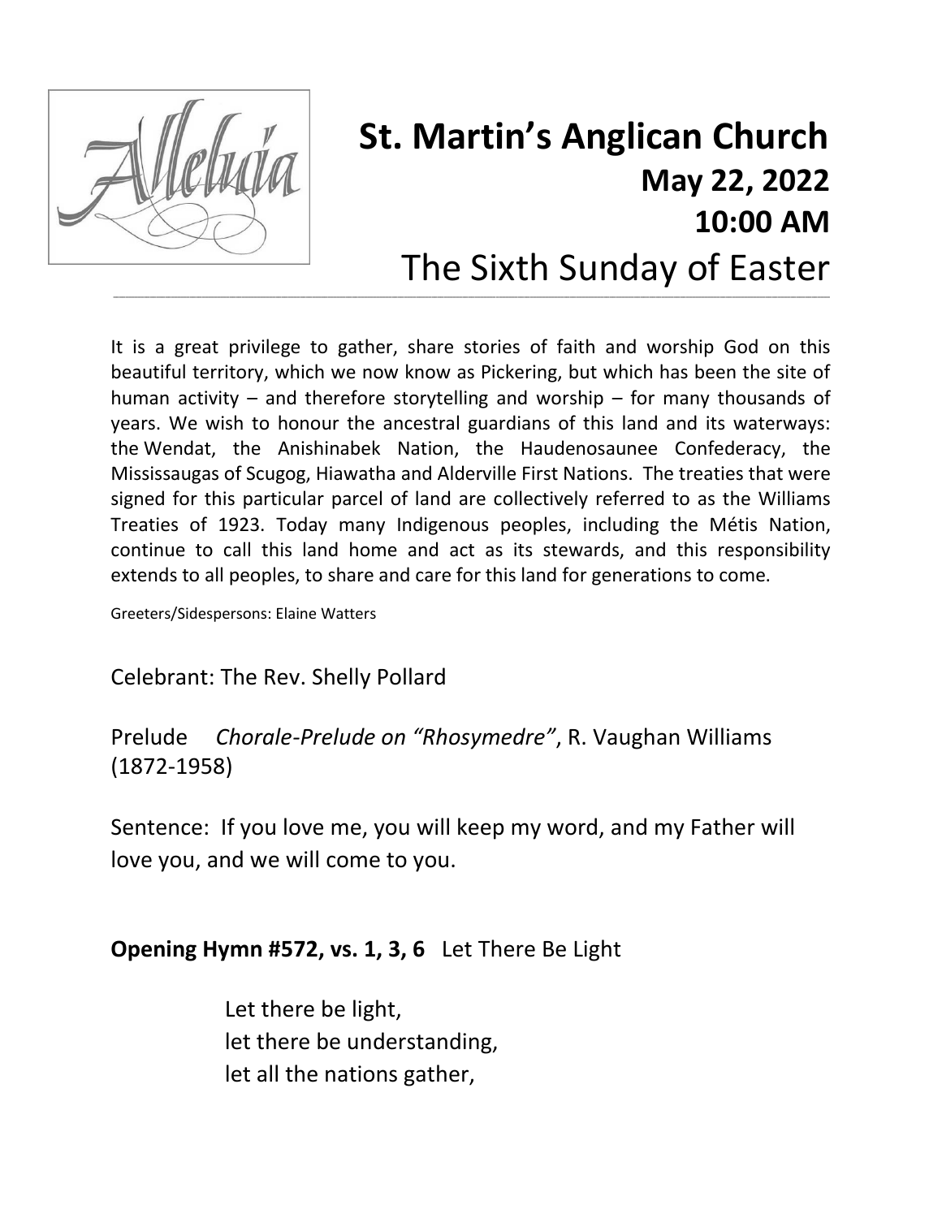# St. Martin's Anglican Church

## May 22, 2022

## 10:00 AM

## The Sixth Sunday of Easter

It is a great privilege to gather, share stories of faith and worship God on this beautiful territory, which we now know as Pickering, but which has been the site of human activity – and therefore storytelling and worship – for many thousands of years. We wish to honour the ancestral guardians of this land and its waterways: the Wendat, the Anishinabek Nation, the Haudenosaunee Confederacy, the Mississaugas of Scugog, Hiawatha and Alderville First Nations. The treaties that were signed for this particular parcel of land are collectively referred to as the Williams Treaties of 1923. Today many Indigenous peoples, including the Métis Nation, continue to call this land home and act as its stewards, and this responsibility extends to all peoples, to share and care for this land for generations to come.

Greeters/Sidespersons: Elaine Watters

Celebrant: The Rev. Shelly Pollard

Prelude *Chorale-Prelude on "Rhosymedre"*, R. Vaughan Williams (1872-1958)

Sentence: If you love me, you will keep my word, and my Father will love you, and we will come to you.

**Opening Hymn #572, vs. 1, 3, 6** Let There Be Light

Let there be light,
let there be understanding,
let all the nations gather,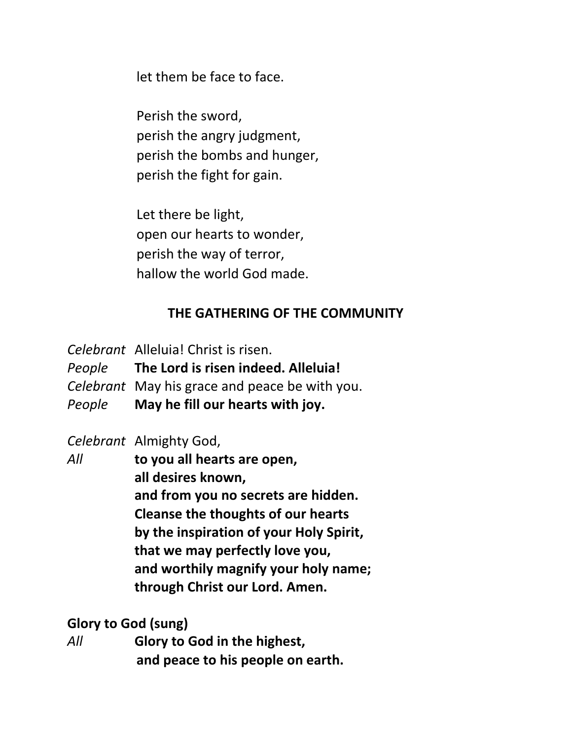let them be face to face.

Perish the sword,  
perish the angry judgment,  
perish the bombs and hunger,  
perish the fight for gain.

Let there be light,  
open our hearts to wonder,  
perish the way of terror,  
hallow the world God made.

## THE GATHERING OF THE COMMUNITY

*Celebrant* Alleluia! Christ is risen.  
*People* **The Lord is risen indeed. Alleluia!**  
*Celebrant* May his grace and peace be with you.  
*People* **May he fill our hearts with joy.**

*Celebrant* Almighty God,  
*All* **to you all hearts are open,**  
**all desires known,**  
**and from you no secrets are hidden.**  
**Cleanse the thoughts of our hearts**  
**by the inspiration of your Holy Spirit,**  
**that we may perfectly love you,**  
**and worthily magnify your holy name;**  
**through Christ our Lord. Amen.**

**Glory to God (sung)**  
*All* **Glory to God in the highest,**  
**and peace to his people on earth.**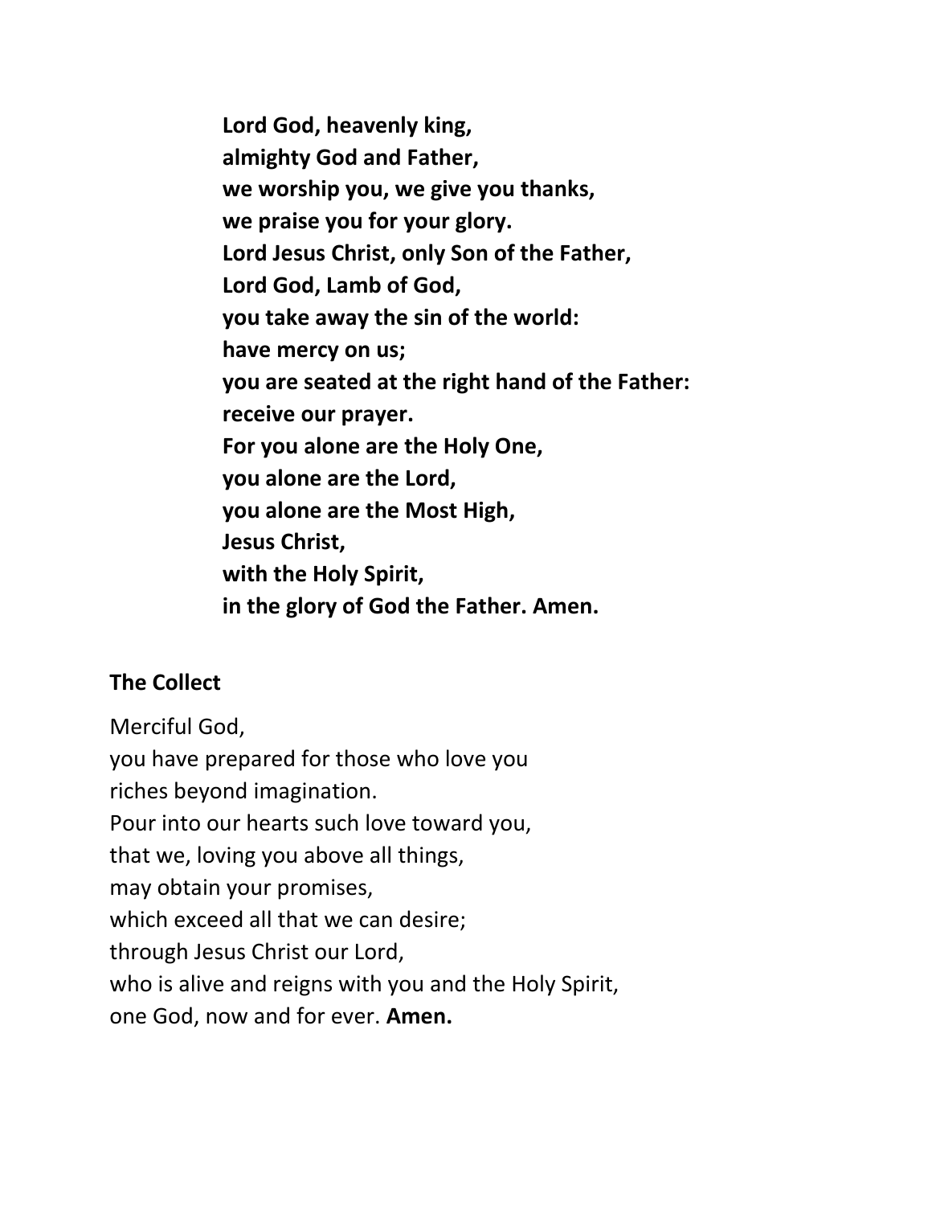**Lord God, heavenly king,**
**almighty God and Father,**
**we worship you, we give you thanks,**
**we praise you for your glory.**
**Lord Jesus Christ, only Son of the Father,**
**Lord God, Lamb of God,**
**you take away the sin of the world:**
**have mercy on us;**
**you are seated at the right hand of the Father:**
**receive our prayer.**
**For you alone are the Holy One,**
**you alone are the Lord,**
**you alone are the Most High,**
**Jesus Christ,**
**with the Holy Spirit,**
**in the glory of God the Father. Amen.**

## The Collect

Merciful God,
you have prepared for those who love you
riches beyond imagination.
Pour into our hearts such love toward you,
that we, loving you above all things,
may obtain your promises,
which exceed all that we can desire;
through Jesus Christ our Lord,
who is alive and reigns with you and the Holy Spirit,
one God, now and for ever. **Amen.**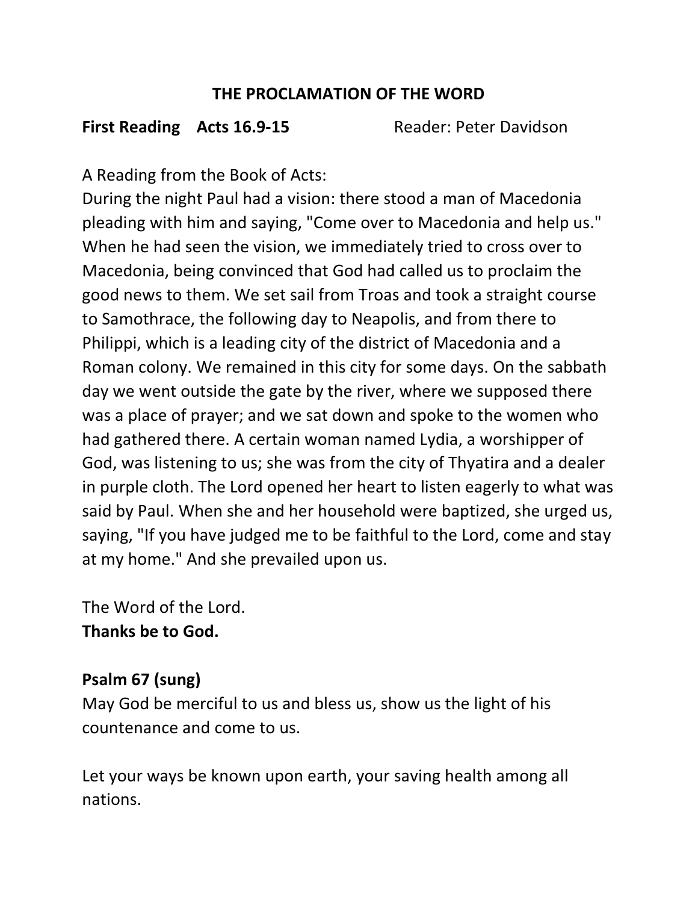## THE PROCLAMATION OF THE WORD

**First Reading Acts 16.9-15** Reader: Peter Davidson

A Reading from the Book of Acts:
During the night Paul had a vision: there stood a man of Macedonia pleading with him and saying, "Come over to Macedonia and help us." When he had seen the vision, we immediately tried to cross over to Macedonia, being convinced that God had called us to proclaim the good news to them. We set sail from Troas and took a straight course to Samothrace, the following day to Neapolis, and from there to Philippi, which is a leading city of the district of Macedonia and a Roman colony. We remained in this city for some days. On the sabbath day we went outside the gate by the river, where we supposed there was a place of prayer; and we sat down and spoke to the women who had gathered there. A certain woman named Lydia, a worshipper of God, was listening to us; she was from the city of Thyatira and a dealer in purple cloth. The Lord opened her heart to listen eagerly to what was said by Paul. When she and her household were baptized, she urged us, saying, "If you have judged me to be faithful to the Lord, come and stay at my home." And she prevailed upon us.

The Word of the Lord.
**Thanks be to God.**

**Psalm 67 (sung)**
May God be merciful to us and bless us, show us the light of his countenance and come to us.

Let your ways be known upon earth, your saving health among all nations.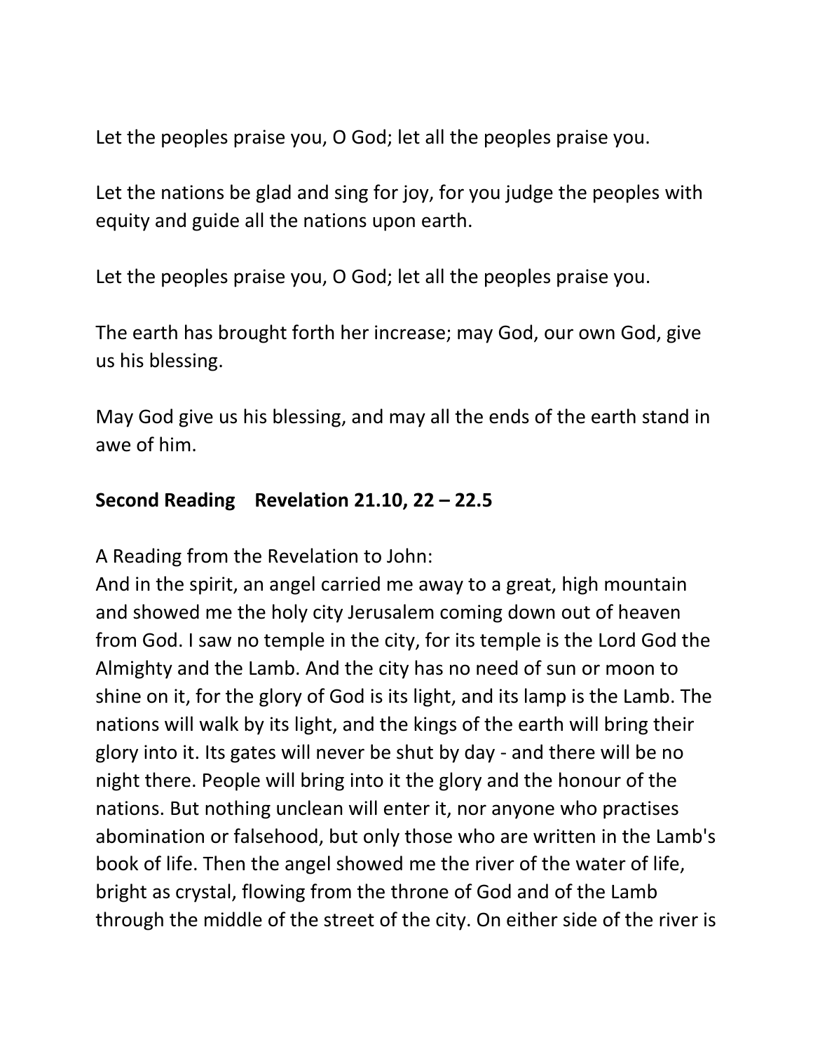Let the peoples praise you, O God; let all the peoples praise you.

Let the nations be glad and sing for joy, for you judge the peoples with equity and guide all the nations upon earth.

Let the peoples praise you, O God; let all the peoples praise you.

The earth has brought forth her increase; may God, our own God, give us his blessing.

May God give us his blessing, and may all the ends of the earth stand in awe of him.

**Second Reading    Revelation 21.10, 22 – 22.5**

A Reading from the Revelation to John:
And in the spirit, an angel carried me away to a great, high mountain and showed me the holy city Jerusalem coming down out of heaven from God. I saw no temple in the city, for its temple is the Lord God the Almighty and the Lamb. And the city has no need of sun or moon to shine on it, for the glory of God is its light, and its lamp is the Lamb. The nations will walk by its light, and the kings of the earth will bring their glory into it. Its gates will never be shut by day - and there will be no night there. People will bring into it the glory and the honour of the nations. But nothing unclean will enter it, nor anyone who practises abomination or falsehood, but only those who are written in the Lamb's book of life. Then the angel showed me the river of the water of life, bright as crystal, flowing from the throne of God and of the Lamb through the middle of the street of the city. On either side of the river is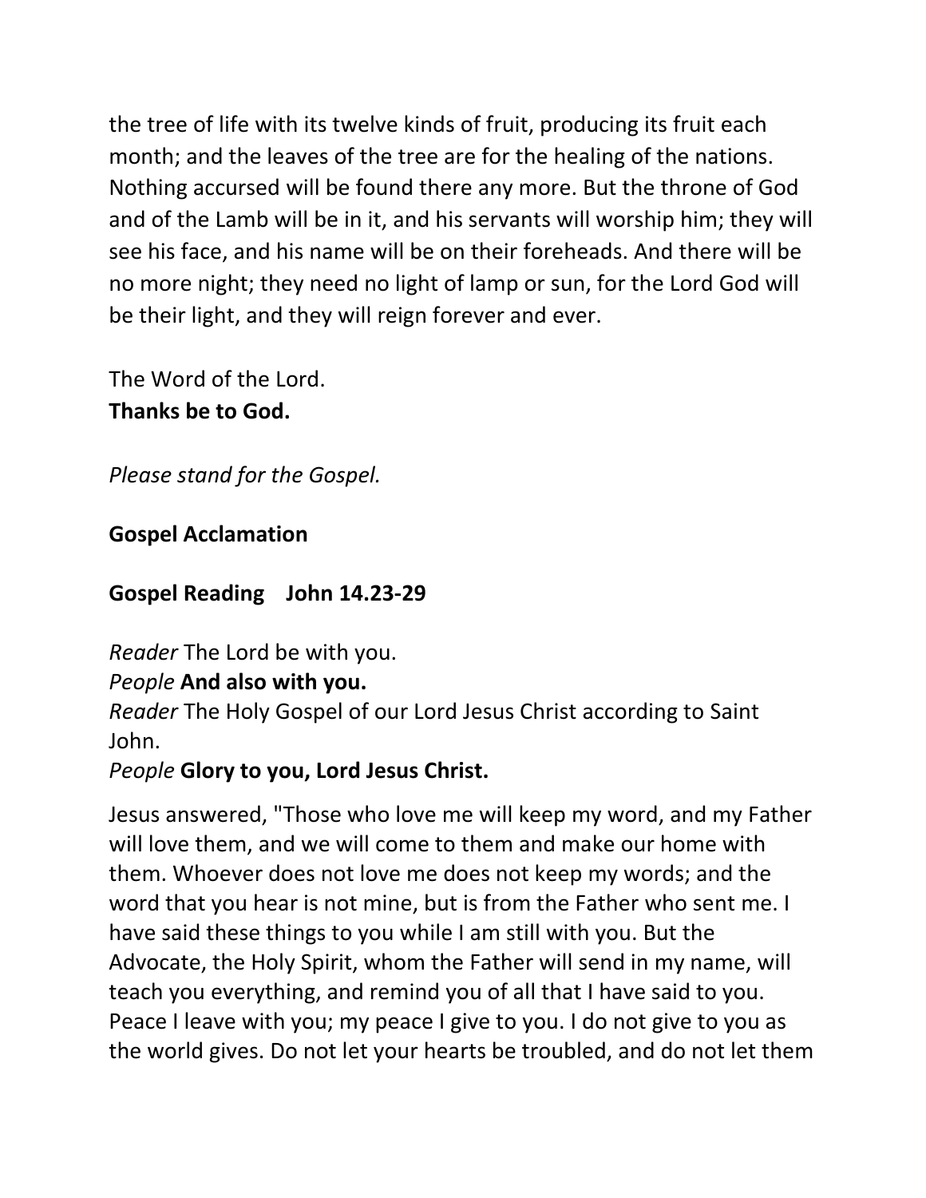the tree of life with its twelve kinds of fruit, producing its fruit each month; and the leaves of the tree are for the healing of the nations. Nothing accursed will be found there any more. But the throne of God and of the Lamb will be in it, and his servants will worship him; they will see his face, and his name will be on their foreheads. And there will be no more night; they need no light of lamp or sun, for the Lord God will be their light, and they will reign forever and ever.

The Word of the Lord.
**Thanks be to God.**

*Please stand for the Gospel.*

**Gospel Acclamation**

**Gospel Reading  John 14.23-29**

*Reader* The Lord be with you.
*People* **And also with you.**
*Reader* The Holy Gospel of our Lord Jesus Christ according to Saint John.
*People* **Glory to you, Lord Jesus Christ.**

Jesus answered, "Those who love me will keep my word, and my Father will love them, and we will come to them and make our home with them. Whoever does not love me does not keep my words; and the word that you hear is not mine, but is from the Father who sent me. I have said these things to you while I am still with you. But the Advocate, the Holy Spirit, whom the Father will send in my name, will teach you everything, and remind you of all that I have said to you. Peace I leave with you; my peace I give to you. I do not give to you as the world gives. Do not let your hearts be troubled, and do not let them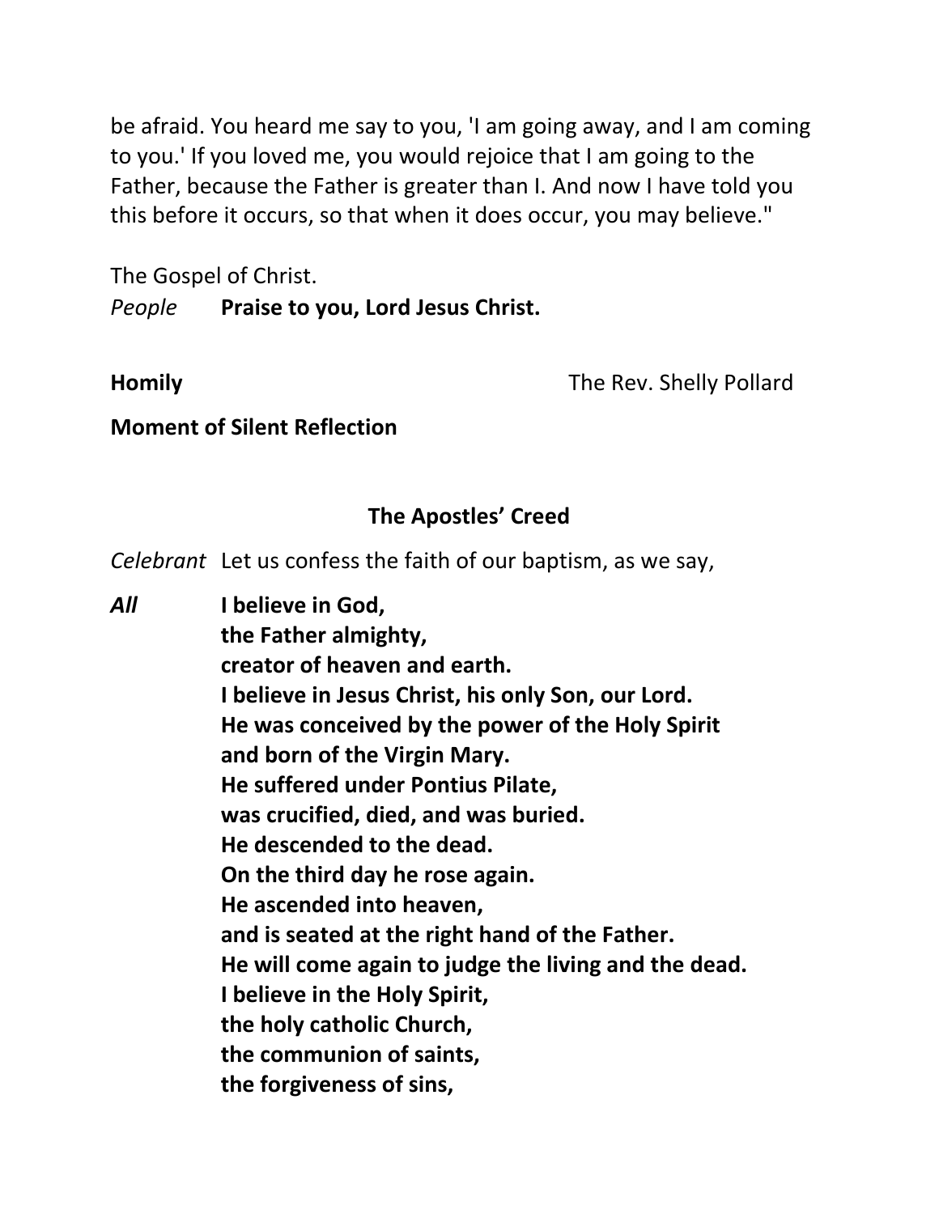be afraid. You heard me say to you, 'I am going away, and I am coming to you.' If you loved me, you would rejoice that I am going to the Father, because the Father is greater than I. And now I have told you this before it occurs, so that when it does occur, you may believe."

The Gospel of Christ.
*People* **Praise to you, Lord Jesus Christ.**

**Homily** The Rev. Shelly Pollard

**Moment of Silent Reflection**

## The Apostles' Creed

*Celebrant* Let us confess the faith of our baptism, as we say,

***All*** **I believe in God,**
**the Father almighty,**
**creator of heaven and earth.**
**I believe in Jesus Christ, his only Son, our Lord.**
**He was conceived by the power of the Holy Spirit**
**and born of the Virgin Mary.**
**He suffered under Pontius Pilate,**
**was crucified, died, and was buried.**
**He descended to the dead.**
**On the third day he rose again.**
**He ascended into heaven,**
**and is seated at the right hand of the Father.**
**He will come again to judge the living and the dead.**
**I believe in the Holy Spirit,**
**the holy catholic Church,**
**the communion of saints,**
**the forgiveness of sins,**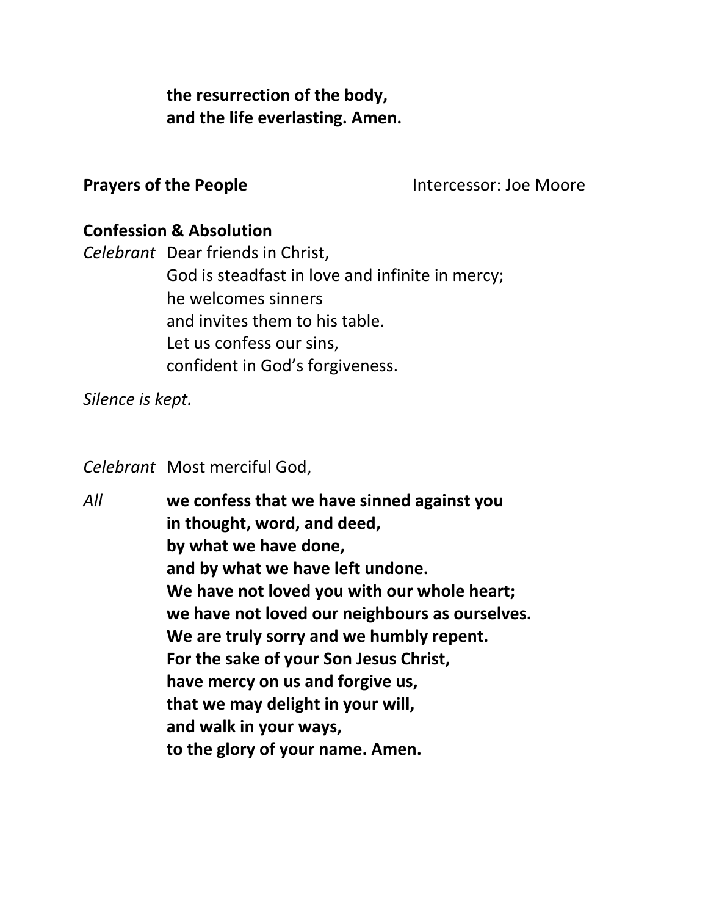**the resurrection of the body,**
**and the life everlasting. Amen.**

**Prayers of the People** Intercessor: Joe Moore

**Confession & Absolution**

*Celebrant* Dear friends in Christ,
God is steadfast in love and infinite in mercy;
he welcomes sinners
and invites them to his table.
Let us confess our sins,
confident in God's forgiveness.

*Silence is kept.*

*Celebrant* Most merciful God,

*All* **we confess that we have sinned against you**
**in thought, word, and deed,**
**by what we have done,**
**and by what we have left undone.**
**We have not loved you with our whole heart;**
**we have not loved our neighbours as ourselves.**
**We are truly sorry and we humbly repent.**
**For the sake of your Son Jesus Christ,**
**have mercy on us and forgive us,**
**that we may delight in your will,**
**and walk in your ways,**
**to the glory of your name. Amen.**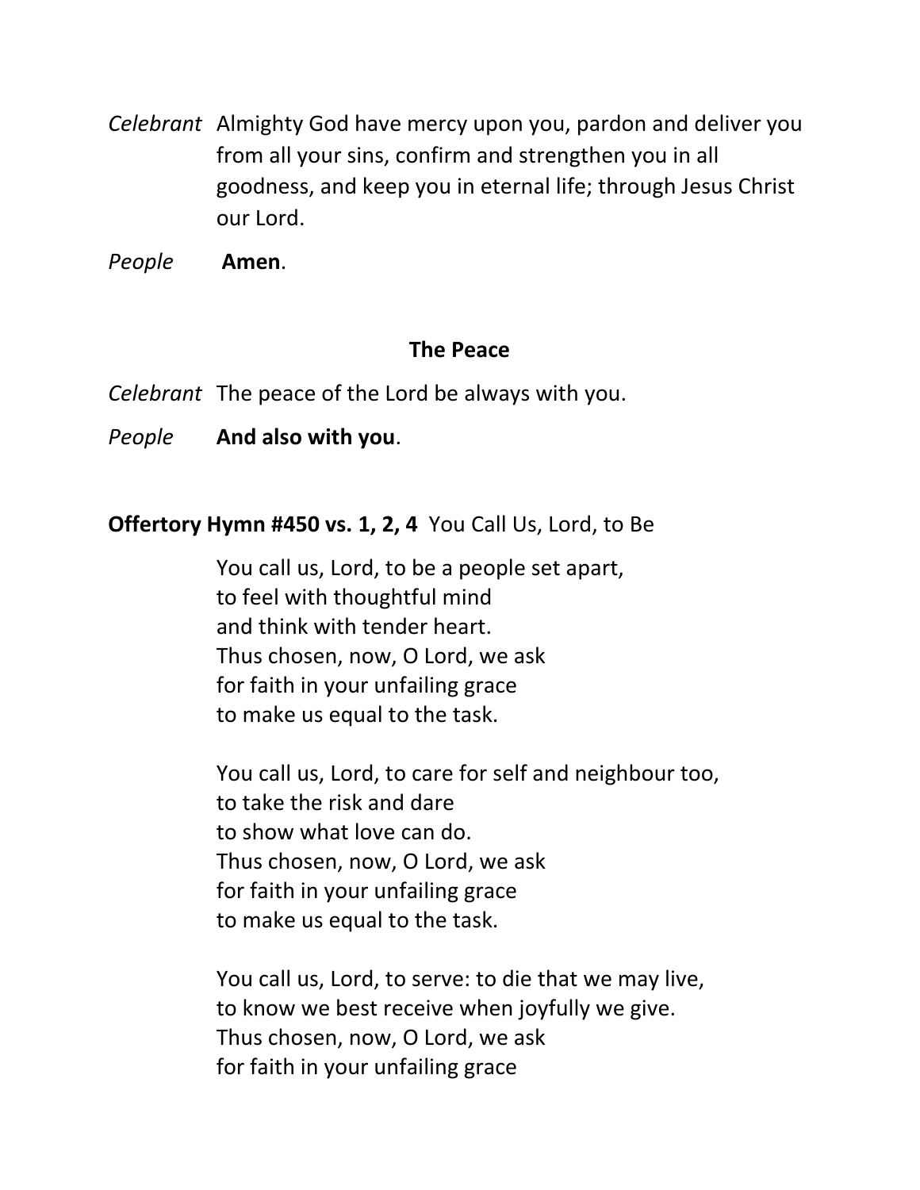*Celebrant* Almighty God have mercy upon you, pardon and deliver you from all your sins, confirm and strengthen you in all goodness, and keep you in eternal life; through Jesus Christ our Lord.

*People* **Amen**.

### The Peace

*Celebrant* The peace of the Lord be always with you.

*People* **And also with you**.

**Offertory Hymn #450 vs. 1, 2, 4** You Call Us, Lord, to Be

You call us, Lord, to be a people set apart,  
to feel with thoughtful mind  
and think with tender heart.  
Thus chosen, now, O Lord, we ask  
for faith in your unfailing grace  
to make us equal to the task.

You call us, Lord, to care for self and neighbour too,  
to take the risk and dare  
to show what love can do.  
Thus chosen, now, O Lord, we ask  
for faith in your unfailing grace  
to make us equal to the task.

You call us, Lord, to serve: to die that we may live,  
to know we best receive when joyfully we give.  
Thus chosen, now, O Lord, we ask  
for faith in your unfailing grace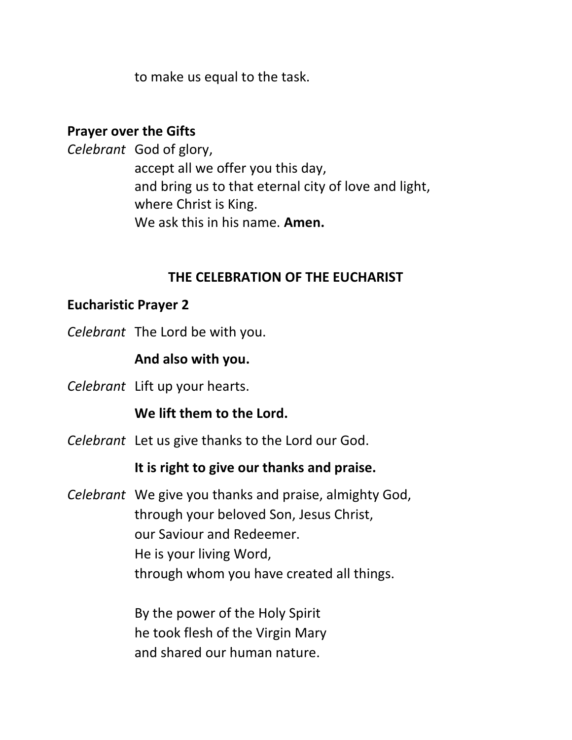to make us equal to the task.

**Prayer over the Gifts**

*Celebrant* God of glory,
accept all we offer you this day,
and bring us to that eternal city of love and light,
where Christ is King.
We ask this in his name. **Amen.**

## THE CELEBRATION OF THE EUCHARIST

**Eucharistic Prayer 2**

*Celebrant* The Lord be with you.

**And also with you.**

*Celebrant* Lift up your hearts.

**We lift them to the Lord.**

*Celebrant* Let us give thanks to the Lord our God.

**It is right to give our thanks and praise.**

*Celebrant* We give you thanks and praise, almighty God,
through your beloved Son, Jesus Christ,
our Saviour and Redeemer.
He is your living Word,
through whom you have created all things.

By the power of the Holy Spirit
he took flesh of the Virgin Mary
and shared our human nature.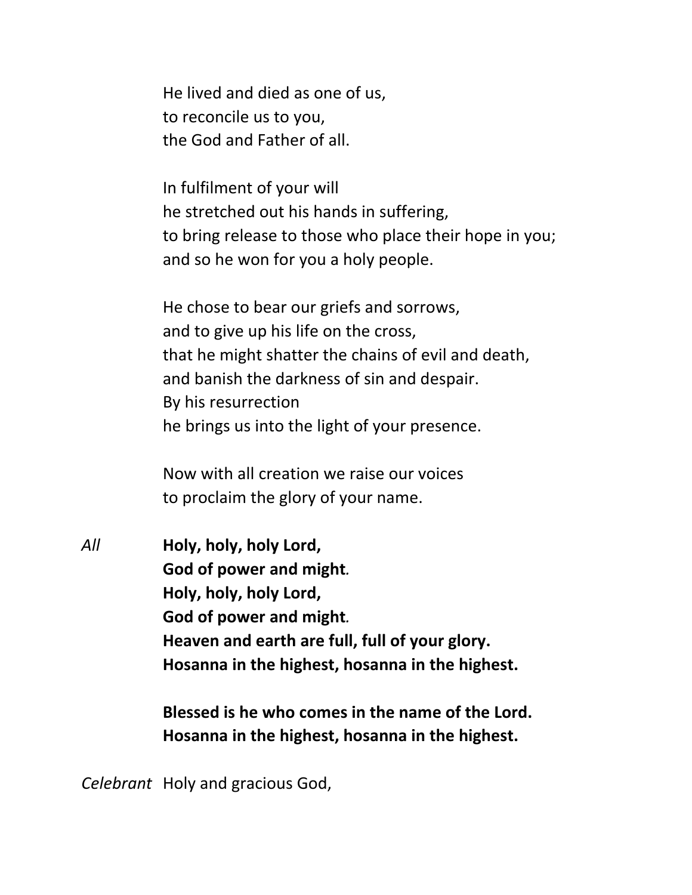He lived and died as one of us,  
to reconcile us to you,  
the God and Father of all.

In fulfilment of your will  
he stretched out his hands in suffering,  
to bring release to those who place their hope in you;  
and so he won for you a holy people.

He chose to bear our griefs and sorrows,  
and to give up his life on the cross,  
that he might shatter the chains of evil and death,  
and banish the darkness of sin and despair.  
By his resurrection  
he brings us into the light of your presence.

Now with all creation we raise our voices  
to proclaim the glory of your name.

*All* **Holy, holy, holy Lord,**  
**God of power and might.**  
**Holy, holy, holy Lord,**  
**God of power and might.**  
**Heaven and earth are full, full of your glory.**  
**Hosanna in the highest, hosanna in the highest.**

**Blessed is he who comes in the name of the Lord.**  
**Hosanna in the highest, hosanna in the highest.**

*Celebrant* Holy and gracious God,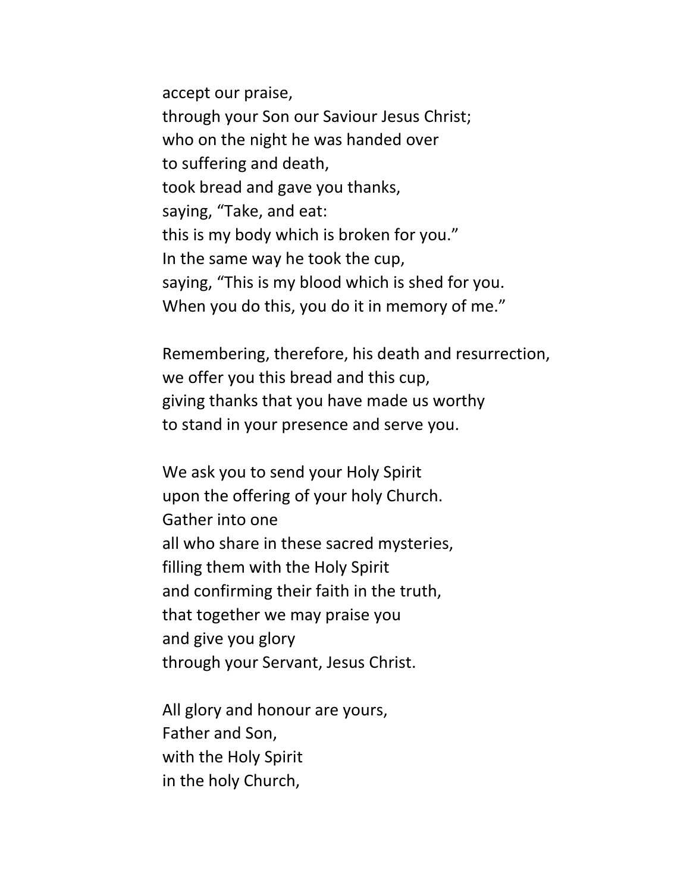accept our praise,  
through your Son our Saviour Jesus Christ;  
who on the night he was handed over  
to suffering and death,  
took bread and gave you thanks,  
saying, “Take, and eat:  
this is my body which is broken for you.”  
In the same way he took the cup,  
saying, “This is my blood which is shed for you.  
When you do this, you do it in memory of me.”

Remembering, therefore, his death and resurrection,  
we offer you this bread and this cup,  
giving thanks that you have made us worthy  
to stand in your presence and serve you.

We ask you to send your Holy Spirit  
upon the offering of your holy Church.  
Gather into one  
all who share in these sacred mysteries,  
filling them with the Holy Spirit  
and confirming their faith in the truth,  
that together we may praise you  
and give you glory  
through your Servant, Jesus Christ.

All glory and honour are yours,  
Father and Son,  
with the Holy Spirit  
in the holy Church,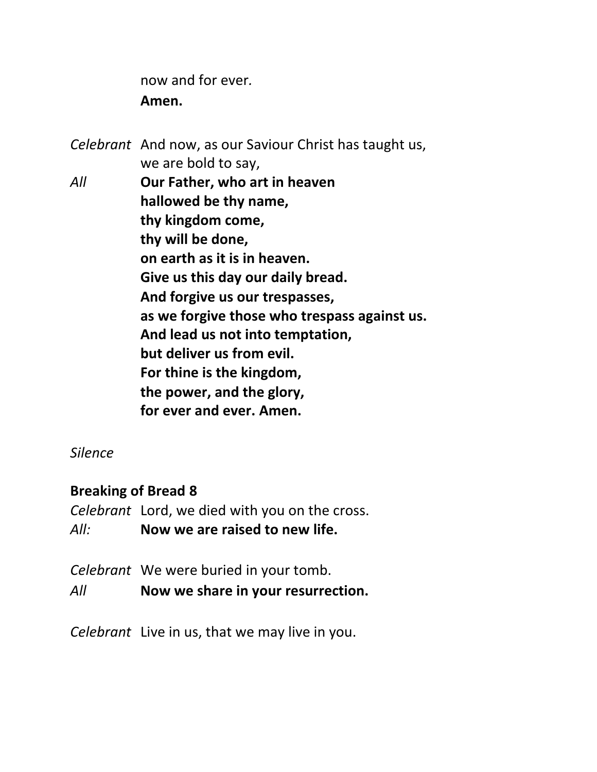now and for ever.
**Amen.**

*Celebrant* And now, as our Saviour Christ has taught us,
we are bold to say,

*All* **Our Father, who art in heaven**
**hallowed be thy name,**
**thy kingdom come,**
**thy will be done,**
**on earth as it is in heaven.**
**Give us this day our daily bread.**
**And forgive us our trespasses,**
**as we forgive those who trespass against us.**
**And lead us not into temptation,**
**but deliver us from evil.**
**For thine is the kingdom,**
**the power, and the glory,**
**for ever and ever. Amen.**

*Silence*

**Breaking of Bread 8**

*Celebrant* Lord, we died with you on the cross.
*All:* **Now we are raised to new life.**

*Celebrant* We were buried in your tomb.
*All* **Now we share in your resurrection.**

*Celebrant* Live in us, that we may live in you.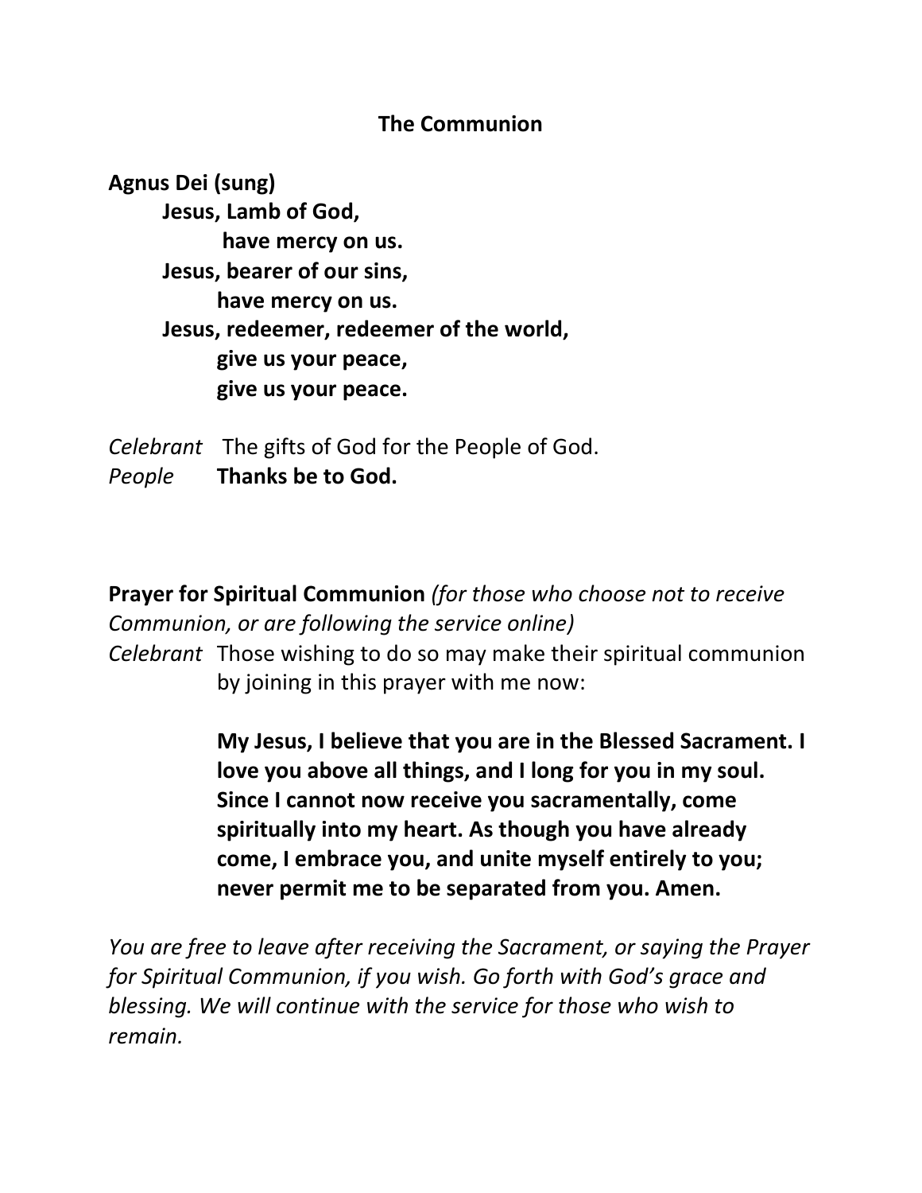## The Communion

**Agnus Dei (sung)**

**Jesus, Lamb of God,**
**have mercy on us.**
**Jesus, bearer of our sins,**
**have mercy on us.**
**Jesus, redeemer, redeemer of the world,**
**give us your peace,**
**give us your peace.**

*Celebrant* The gifts of God for the People of God.
*People* **Thanks be to God.**

**Prayer for Spiritual Communion** *(for those who choose not to receive Communion, or are following the service online)*

*Celebrant* Those wishing to do so may make their spiritual communion by joining in this prayer with me now:

**My Jesus, I believe that you are in the Blessed Sacrament. I love you above all things, and I long for you in my soul. Since I cannot now receive you sacramentally, come spiritually into my heart. As though you have already come, I embrace you, and unite myself entirely to you; never permit me to be separated from you. Amen.**

*You are free to leave after receiving the Sacrament, or saying the Prayer for Spiritual Communion, if you wish. Go forth with God's grace and blessing. We will continue with the service for those who wish to remain.*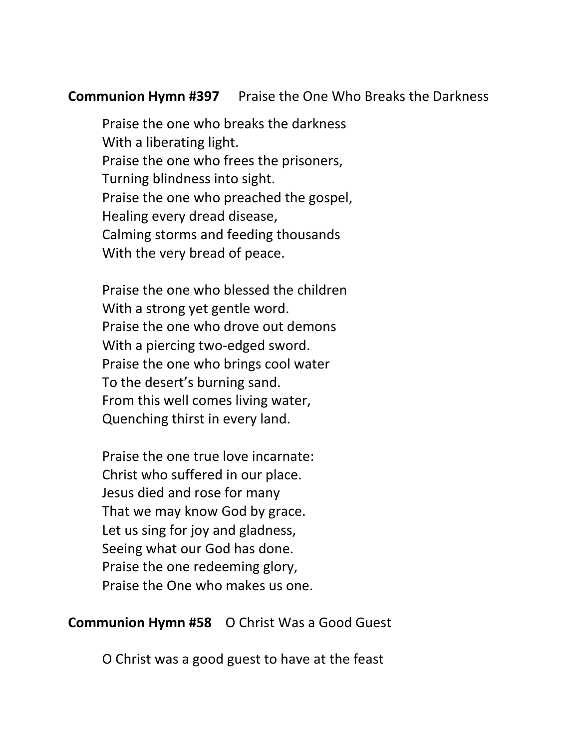**Communion Hymn #397** Praise the One Who Breaks the Darkness

Praise the one who breaks the darkness  
With a liberating light.  
Praise the one who frees the prisoners,  
Turning blindness into sight.  
Praise the one who preached the gospel,  
Healing every dread disease,  
Calming storms and feeding thousands  
With the very bread of peace.

Praise the one who blessed the children  
With a strong yet gentle word.  
Praise the one who drove out demons  
With a piercing two-edged sword.  
Praise the one who brings cool water  
To the desert's burning sand.  
From this well comes living water,  
Quenching thirst in every land.

Praise the one true love incarnate:  
Christ who suffered in our place.  
Jesus died and rose for many  
That we may know God by grace.  
Let us sing for joy and gladness,  
Seeing what our God has done.  
Praise the one redeeming glory,  
Praise the One who makes us one.

**Communion Hymn #58** O Christ Was a Good Guest

O Christ was a good guest to have at the feast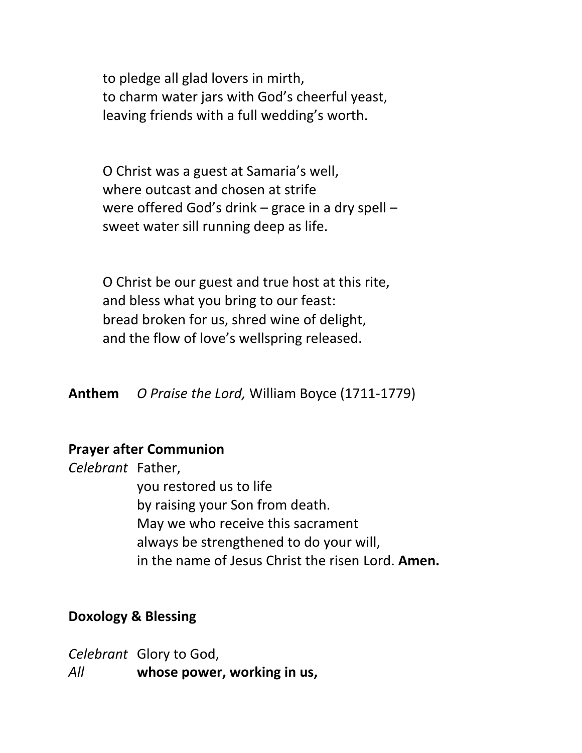to pledge all glad lovers in mirth,
to charm water jars with God's cheerful yeast,
leaving friends with a full wedding's worth.

O Christ was a guest at Samaria's well,
where outcast and chosen at strife
were offered God's drink – grace in a dry spell –
sweet water sill running deep as life.

O Christ be our guest and true host at this rite,
and bless what you bring to our feast:
bread broken for us, shred wine of delight,
and the flow of love's wellspring released.

**Anthem** *O Praise the Lord,* William Boyce (1711-1779)

**Prayer after Communion**

*Celebrant* Father,
you restored us to life
by raising your Son from death.
May we who receive this sacrament
always be strengthened to do your will,
in the name of Jesus Christ the risen Lord. **Amen.**

**Doxology & Blessing**

*Celebrant* Glory to God,
*All* **whose power, working in us,**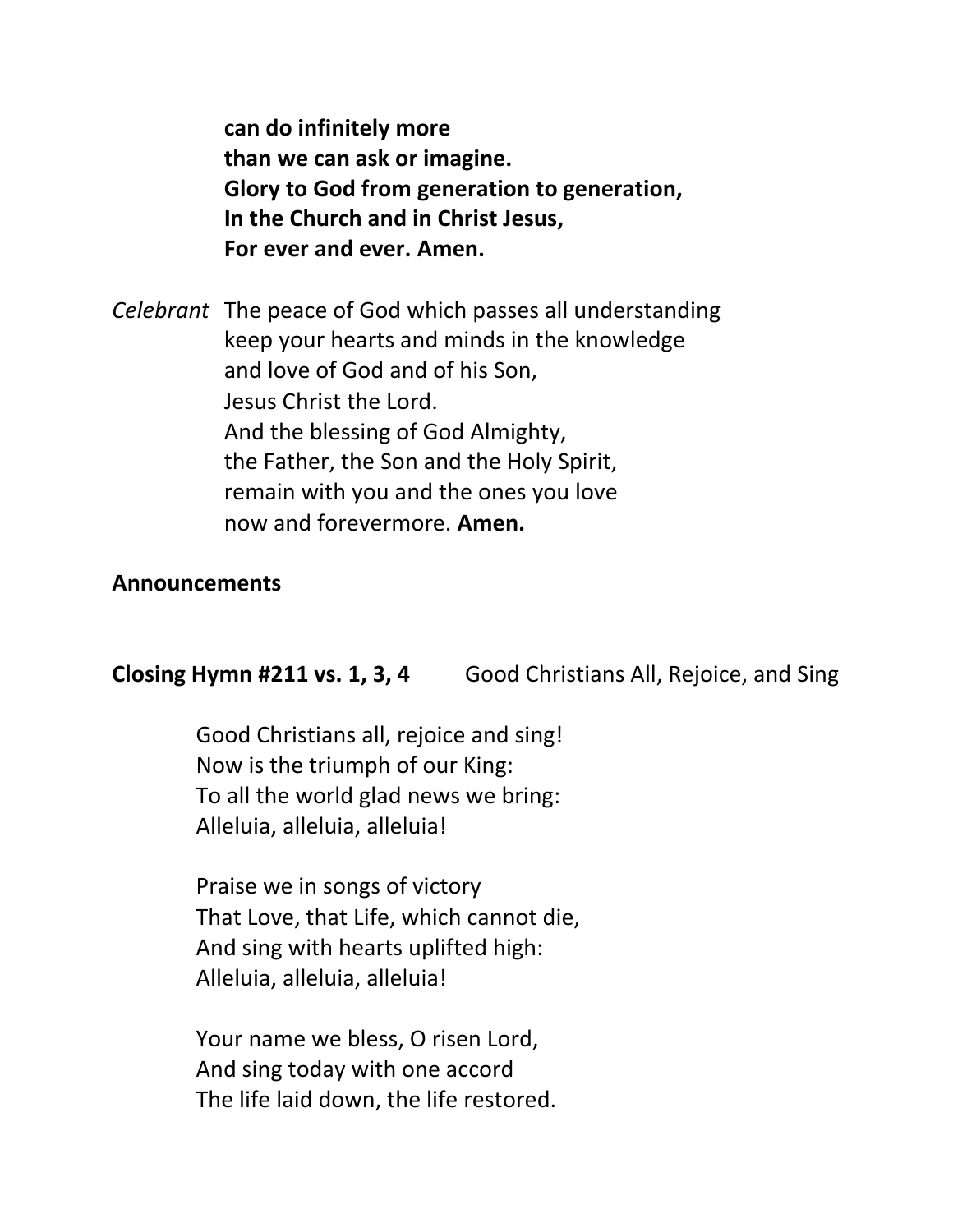**can do infinitely more**
**than we can ask or imagine.**
**Glory to God from generation to generation,**
**In the Church and in Christ Jesus,**
**For ever and ever. Amen.**

*Celebrant* The peace of God which passes all understanding
keep your hearts and minds in the knowledge
and love of God and of his Son,
Jesus Christ the Lord.
And the blessing of God Almighty,
the Father, the Son and the Holy Spirit,
remain with you and the ones you love
now and forevermore. **Amen.**

**Announcements**

**Closing Hymn #211 vs. 1, 3, 4** Good Christians All, Rejoice, and Sing

Good Christians all, rejoice and sing!
Now is the triumph of our King:
To all the world glad news we bring:
Alleluia, alleluia, alleluia!

Praise we in songs of victory
That Love, that Life, which cannot die,
And sing with hearts uplifted high:
Alleluia, alleluia, alleluia!

Your name we bless, O risen Lord,
And sing today with one accord
The life laid down, the life restored.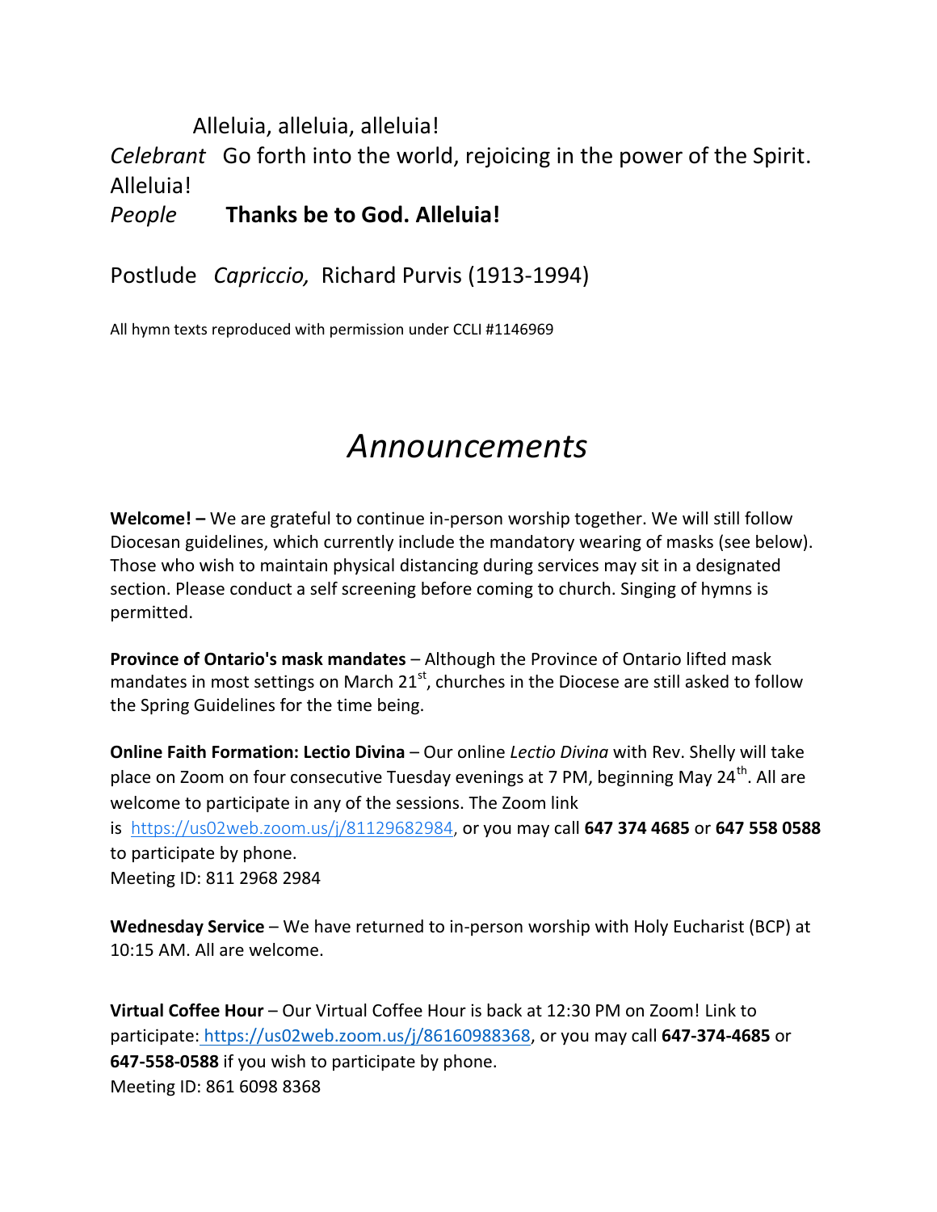Alleluia, alleluia, alleluia!

*Celebrant* Go forth into the world, rejoicing in the power of the Spirit. Alleluia!

*People* **Thanks be to God. Alleluia!**

Postlude *Capriccio,* Richard Purvis (1913-1994)

All hymn texts reproduced with permission under CCLI #1146969

# *Announcements*

**Welcome! –** We are grateful to continue in-person worship together. We will still follow Diocesan guidelines, which currently include the mandatory wearing of masks (see below). Those who wish to maintain physical distancing during services may sit in a designated section. Please conduct a self screening before coming to church. Singing of hymns is permitted.

**Province of Ontario's mask mandates** – Although the Province of Ontario lifted mask mandates in most settings on March 21st, churches in the Diocese are still asked to follow the Spring Guidelines for the time being.

**Online Faith Formation: Lectio Divina** – Our online *Lectio Divina* with Rev. Shelly will take place on Zoom on four consecutive Tuesday evenings at 7 PM, beginning May 24th. All are welcome to participate in any of the sessions. The Zoom link is https://us02web.zoom.us/j/81129682984, or you may call **647 374 4685** or **647 558 0588** to participate by phone.
Meeting ID: 811 2968 2984

**Wednesday Service** – We have returned to in-person worship with Holy Eucharist (BCP) at 10:15 AM. All are welcome.

**Virtual Coffee Hour** – Our Virtual Coffee Hour is back at 12:30 PM on Zoom! Link to participate: https://us02web.zoom.us/j/86160988368, or you may call **647-374-4685** or **647-558-0588** if you wish to participate by phone.
Meeting ID: 861 6098 8368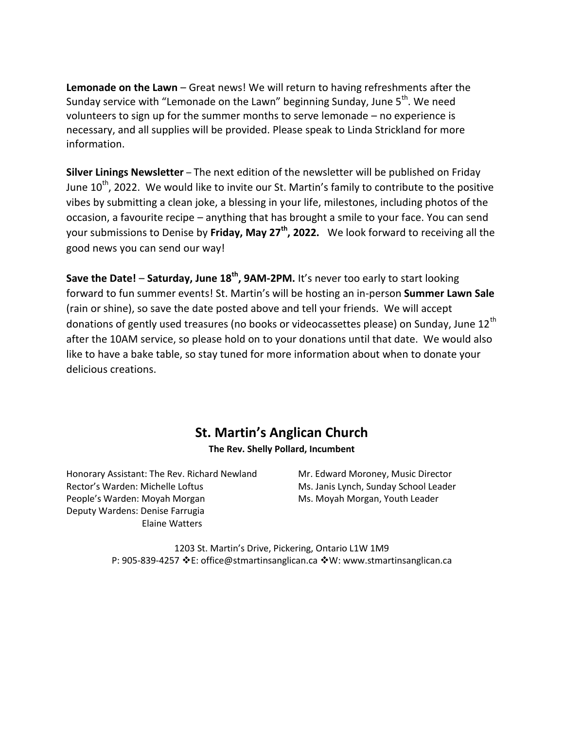**Lemonade on the Lawn** – Great news! We will return to having refreshments after the Sunday service with "Lemonade on the Lawn" beginning Sunday, June 5th. We need volunteers to sign up for the summer months to serve lemonade – no experience is necessary, and all supplies will be provided. Please speak to Linda Strickland for more information.

**Silver Linings Newsletter** – The next edition of the newsletter will be published on Friday June 10th, 2022. We would like to invite our St. Martin's family to contribute to the positive vibes by submitting a clean joke, a blessing in your life, milestones, including photos of the occasion, a favourite recipe – anything that has brought a smile to your face. You can send your submissions to Denise by **Friday, May 27th, 2022.** We look forward to receiving all the good news you can send our way!

**Save the Date!** – **Saturday, June 18th, 9AM-2PM.** It's never too early to start looking forward to fun summer events! St. Martin's will be hosting an in-person **Summer Lawn Sale** (rain or shine), so save the date posted above and tell your friends. We will accept donations of gently used treasures (no books or videocassettes please) on Sunday, June 12th after the 10AM service, so please hold on to your donations until that date. We would also like to have a bake table, so stay tuned for more information about when to donate your delicious creations.

## St. Martin's Anglican Church

**The Rev. Shelly Pollard, Incumbent**

Honorary Assistant: The Rev. Richard Newland
Rector's Warden: Michelle Loftus
People's Warden: Moyah Morgan
Deputy Wardens: Denise Farrugia
Elaine Watters

Mr. Edward Moroney, Music Director
Ms. Janis Lynch, Sunday School Leader
Ms. Moyah Morgan, Youth Leader

1203 St. Martin's Drive, Pickering, Ontario L1W 1M9
P: 905-839-4257 ❖E: office@stmartinsanglican.ca ❖W: www.stmartinsanglican.ca